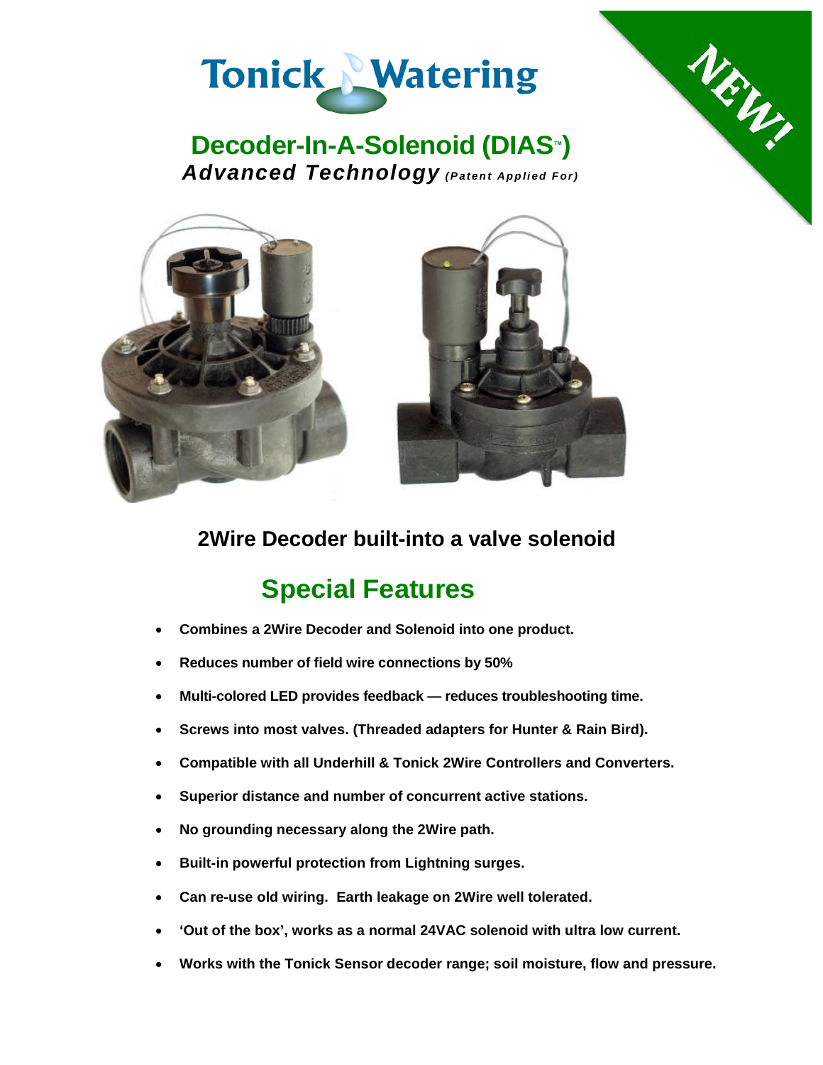Tonick Watering

NEW!

# Decoder-In-A-Solenoid (DIAS™)

***Advanced Technology*** ***(Patent Applied For)***

## 2Wire Decoder built-into a valve solenoid

## Special Features

- **Combines a 2Wire Decoder and Solenoid into one product.**
- **Reduces number of field wire connections by 50%**
- **Multi-colored LED provides feedback — reduces troubleshooting time.**
- **Screws into most valves. (Threaded adapters for Hunter & Rain Bird).**
- **Compatible with all Underhill & Tonick 2Wire Controllers and Converters.**
- **Superior distance and number of concurrent active stations.**
- **No grounding necessary along the 2Wire path.**
- **Built-in powerful protection from Lightning surges.**
- **Can re-use old wiring. Earth leakage on 2Wire well tolerated.**
- **'Out of the box', works as a normal 24VAC solenoid with ultra low current.**
- **Works with the Tonick Sensor decoder range; soil moisture, flow and pressure.**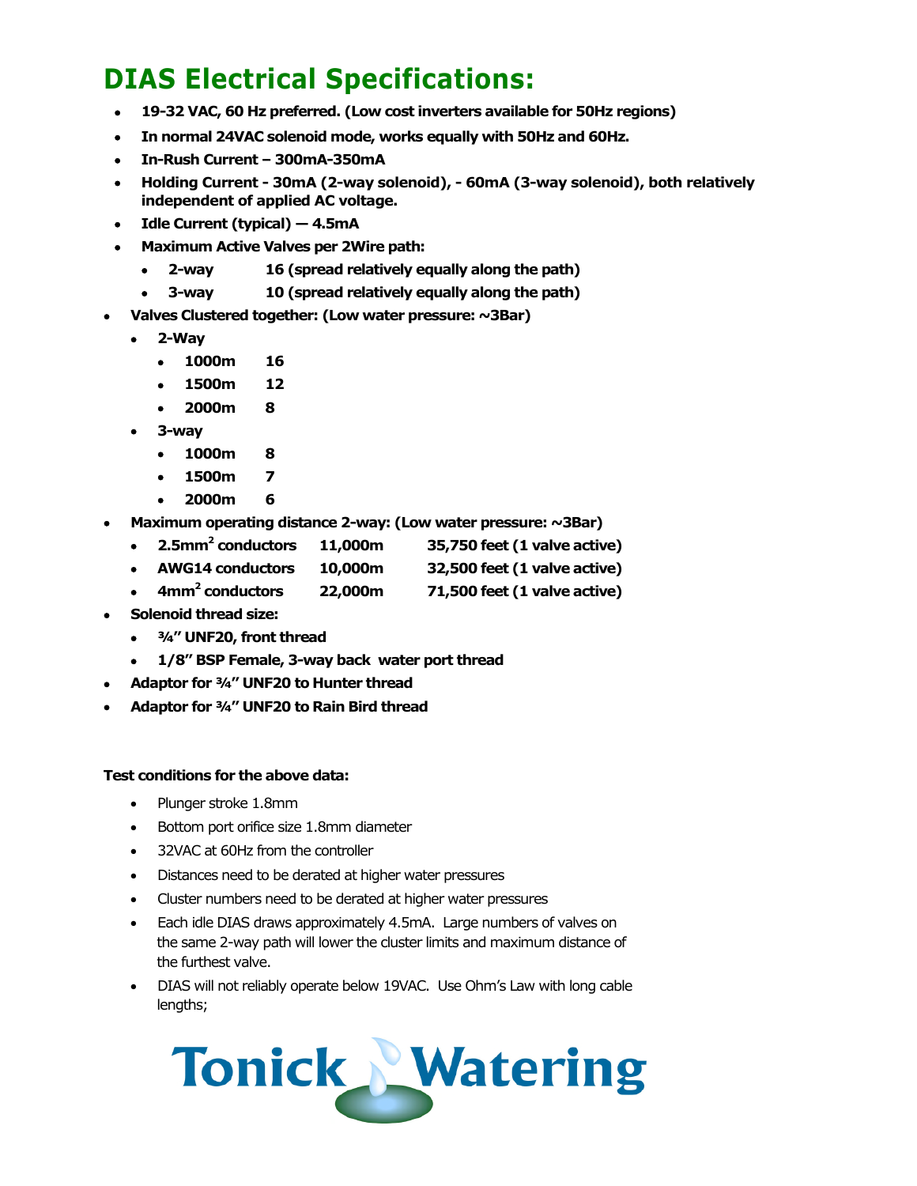# DIAS Electrical Specifications:

- **19-32 VAC, 60 Hz preferred. (Low cost inverters available for 50Hz regions)**
- **In normal 24VAC solenoid mode, works equally with 50Hz and 60Hz.**
- **In-Rush Current – 300mA-350mA**
- **Holding Current - 30mA (2-way solenoid), - 60mA (3-way solenoid), both relatively independent of applied AC voltage.**
- **Idle Current (typical) — 4.5mA**
- **Maximum Active Valves per 2Wire path:**
  - **2-way 16 (spread relatively equally along the path)**
  - **3-way 10 (spread relatively equally along the path)**
- **Valves Clustered together: (Low water pressure: ~3Bar)**
  - **2-Way**
    - **1000m 16**
    - **1500m 12**
    - **2000m 8**
  - **3-way**
    - **1000m 8**
    - **1500m 7**
    - **2000m 6**
- **Maximum operating distance 2-way: (Low water pressure: ~3Bar)**
  - **$2.5mm^2$ conductors 11,000m 35,750 feet (1 valve active)**
  - **AWG14 conductors 10,000m 32,500 feet (1 valve active)**
  - **$4mm^2$ conductors 22,000m 71,500 feet (1 valve active)**
- **Solenoid thread size:**
  - **¾" UNF20, front thread**
  - **1/8" BSP Female, 3-way back water port thread**
- **Adaptor for ¾" UNF20 to Hunter thread**
- **Adaptor for ¾" UNF20 to Rain Bird thread**

**Test conditions for the above data:**

- Plunger stroke 1.8mm
- Bottom port orifice size 1.8mm diameter
- 32VAC at 60Hz from the controller
- Distances need to be derated at higher water pressures
- Cluster numbers need to be derated at higher water pressures
- Each idle DIAS draws approximately 4.5mA. Large numbers of valves on the same 2-way path will lower the cluster limits and maximum distance of the furthest valve.
- DIAS will not reliably operate below 19VAC. Use Ohm's Law with long cable lengths;

Tonick Watering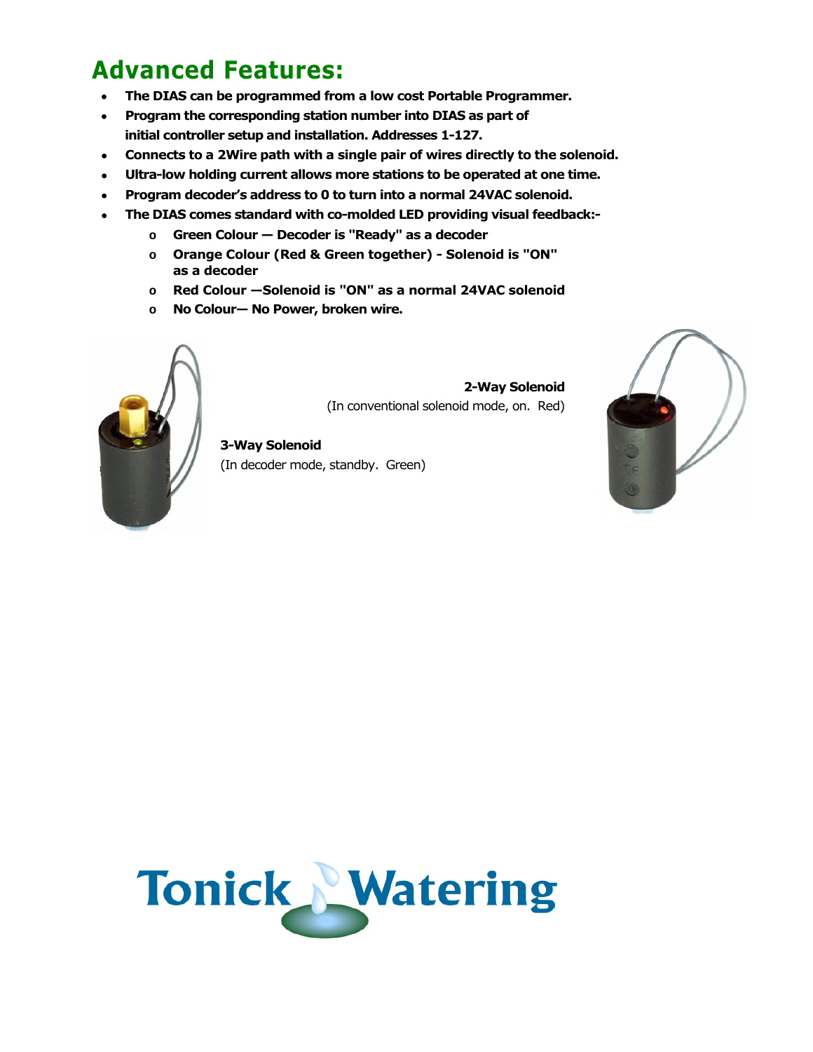## Advanced Features:

- **The DIAS can be programmed from a low cost Portable Programmer.**
- **Program the corresponding station number into DIAS as part of initial controller setup and installation. Addresses 1-127.**
- **Connects to a 2Wire path with a single pair of wires directly to the solenoid.**
- **Ultra-low holding current allows more stations to be operated at one time.**
- **Program decoder's address to 0 to turn into a normal 24VAC solenoid.**
- **The DIAS comes standard with co-molded LED providing visual feedback:-**
  - **Green Colour — Decoder is "Ready" as a decoder**
  - **Orange Colour (Red & Green together) - Solenoid is "ON" as a decoder**
  - **Red Colour —Solenoid is "ON" as a normal 24VAC solenoid**
  - **No Colour— No Power, broken wire.**

**2-Way Solenoid**
(In conventional solenoid mode, on. Red)

**3-Way Solenoid**
(In decoder mode, standby. Green)

Tonick Watering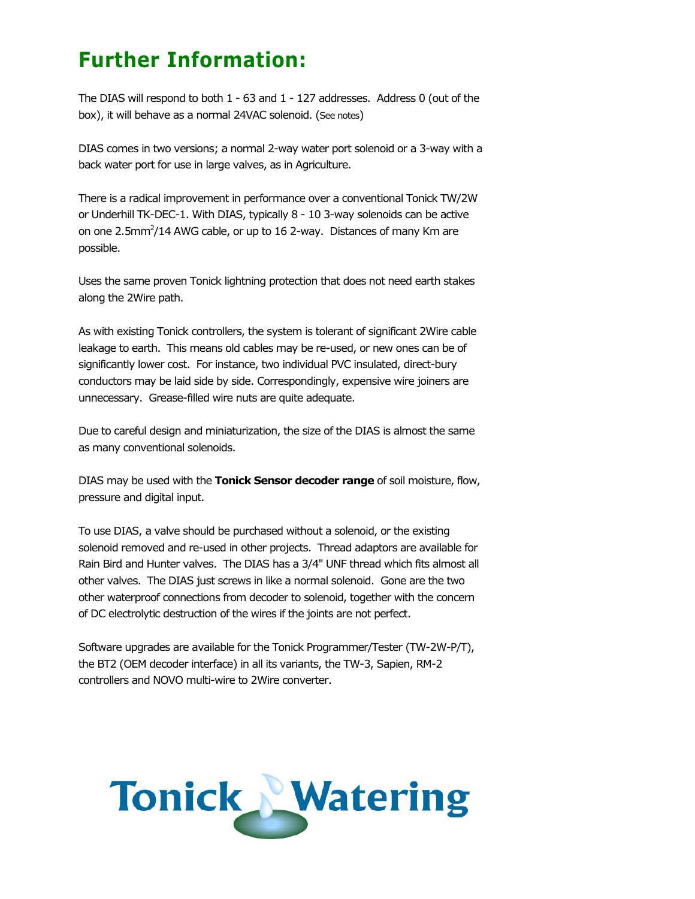# Further Information:

The DIAS will respond to both 1 - 63 and 1 - 127 addresses. Address 0 (out of the box), it will behave as a normal 24VAC solenoid. (See notes)

DIAS comes in two versions; a normal 2-way water port solenoid or a 3-way with a back water port for use in large valves, as in Agriculture.

There is a radical improvement in performance over a conventional Tonick TW/2W or Underhill TK-DEC-1. With DIAS, typically 8 - 10 3-way solenoids can be active on one 2.5mm$^2$/14 AWG cable, or up to 16 2-way. Distances of many Km are possible.

Uses the same proven Tonick lightning protection that does not need earth stakes along the 2Wire path.

As with existing Tonick controllers, the system is tolerant of significant 2Wire cable leakage to earth. This means old cables may be re-used, or new ones can be of significantly lower cost. For instance, two individual PVC insulated, direct-bury conductors may be laid side by side. Correspondingly, expensive wire joiners are unnecessary. Grease-filled wire nuts are quite adequate.

Due to careful design and miniaturization, the size of the DIAS is almost the same as many conventional solenoids.

DIAS may be used with the **Tonick Sensor decoder range** of soil moisture, flow, pressure and digital input.

To use DIAS, a valve should be purchased without a solenoid, or the existing solenoid removed and re-used in other projects. Thread adaptors are available for Rain Bird and Hunter valves. The DIAS has a 3/4" UNF thread which fits almost all other valves. The DIAS just screws in like a normal solenoid. Gone are the two other waterproof connections from decoder to solenoid, together with the concern of DC electrolytic destruction of the wires if the joints are not perfect.

Software upgrades are available for the Tonick Programmer/Tester (TW-2W-P/T), the BT2 (OEM decoder interface) in all its variants, the TW-3, Sapien, RM-2 controllers and NOVO multi-wire to 2Wire converter.

Tonick Watering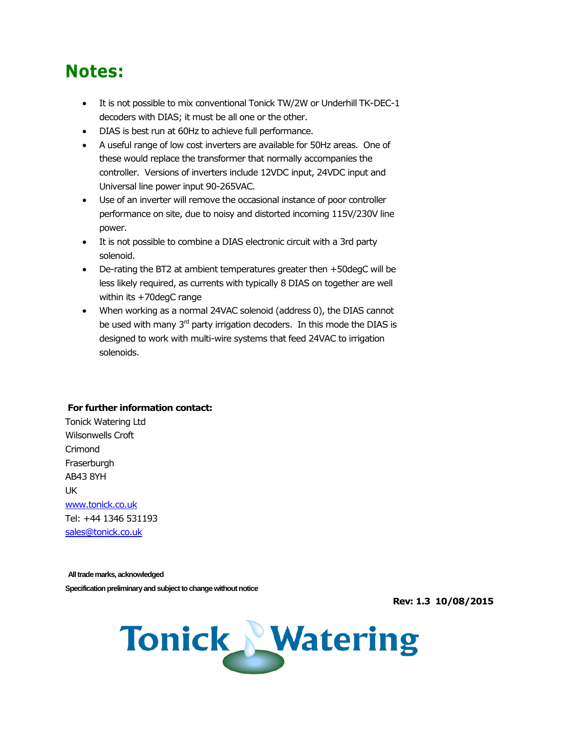# Notes:

- It is not possible to mix conventional Tonick TW/2W or Underhill TK-DEC-1 decoders with DIAS; it must be all one or the other.
- DIAS is best run at 60Hz to achieve full performance.
- A useful range of low cost inverters are available for 50Hz areas. One of these would replace the transformer that normally accompanies the controller. Versions of inverters include 12VDC input, 24VDC input and Universal line power input 90-265VAC.
- Use of an inverter will remove the occasional instance of poor controller performance on site, due to noisy and distorted incoming 115V/230V line power.
- It is not possible to combine a DIAS electronic circuit with a 3rd party solenoid.
- De-rating the BT2 at ambient temperatures greater then +50degC will be less likely required, as currents with typically 8 DIAS on together are well within its +70degC range
- When working as a normal 24VAC solenoid (address 0), the DIAS cannot be used with many 3rd party irrigation decoders. In this mode the DIAS is designed to work with multi-wire systems that feed 24VAC to irrigation solenoids.

**For further information contact:**

Tonick Watering Ltd
Wilsonwells Croft
Crimond
Fraserburgh
AB43 8YH
UK
www.tonick.co.uk
Tel: +44 1346 531193
sales@tonick.co.uk

**All trade marks, acknowledged**

**Specification preliminary and subject to change without notice**

**Rev: 1.3 10/08/2015**

Tonick Watering